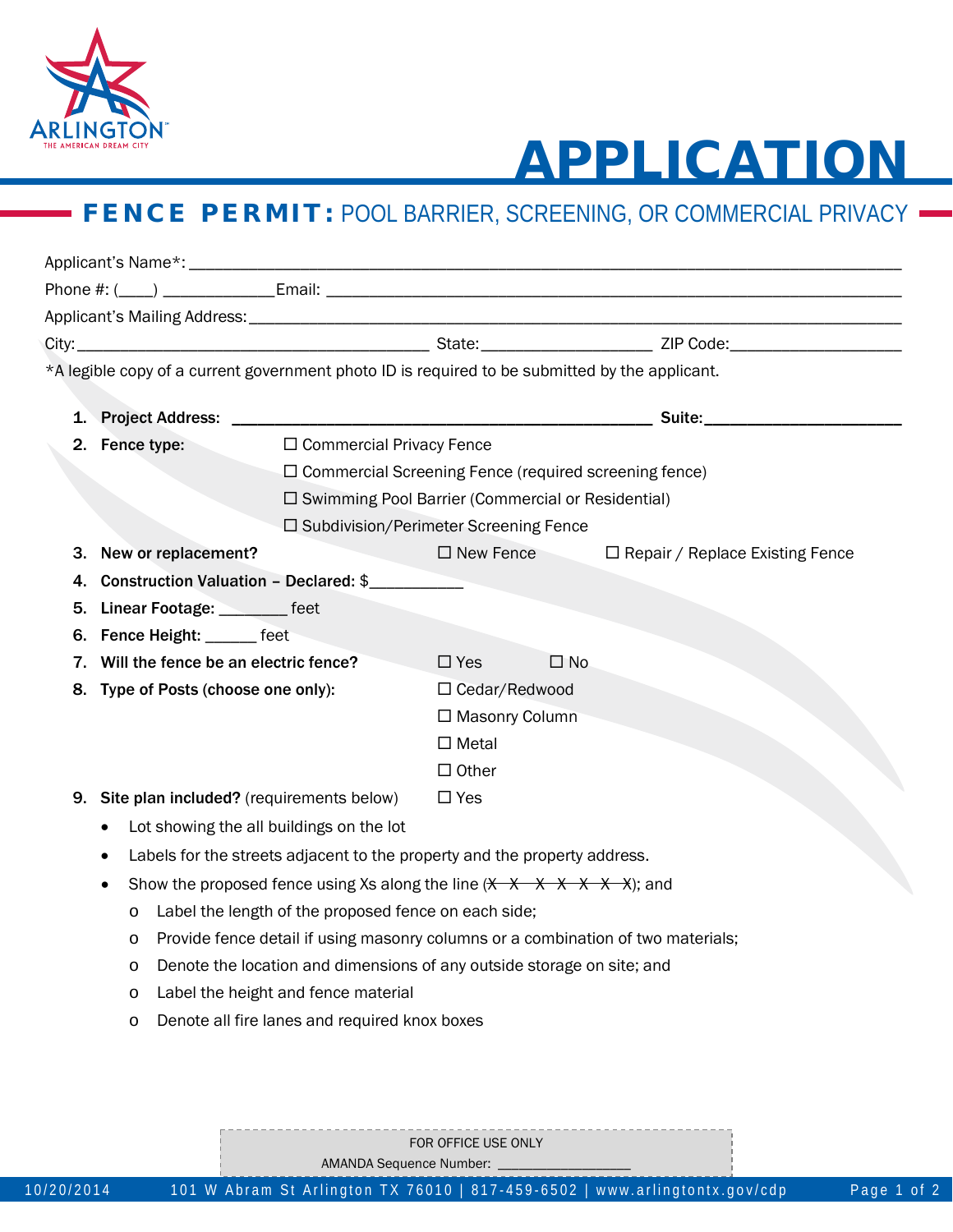# APPLICATION

## FENCE PERMIT: POOL BARRIER, SCREENING, OR COMMERCIAL PRIVACY

Applicant's Name*: ___________________________________________

Phone #: (____) ____________ Email: ___________________________________________

Applicant's Mailing Address: ___________________________________________

City: ______________________ State: __________________ ZIP Code: __________________

*A legible copy of a current government photo ID is required to be submitted by the applicant.

1. **Project Address:** ___________________________________________ **Suite:** ______________________
2. **Fence type:**
   - ☐ Commercial Privacy Fence
   - ☐ Commercial Screening Fence (required screening fence)
   - ☐ Swimming Pool Barrier (Commercial or Residential)
   - ☐ Subdivision/Perimeter Screening Fence
3. **New or replacement?** ☐ New Fence ☐ Repair / Replace Existing Fence
4. **Construction Valuation – Declared:** $__________
5. **Linear Footage:** ________ feet
6. **Fence Height:** ______ feet
7. **Will the fence be an electric fence?** ☐ Yes ☐ No
8. **Type of Posts (choose one only):**
   - ☐ Cedar/Redwood
   - ☐ Masonry Column
   - ☐ Metal
   - ☐ Other
9. **Site plan included?** (requirements below) ☐ Yes
   - Lot showing the all buildings on the lot
   - Labels for the streets adjacent to the property and the property address.
   - Show the proposed fence using Xs along the line (~~X X X X X X X~~); and
     - Label the length of the proposed fence on each side;
     - Provide fence detail if using masonry columns or a combination of two materials;
     - Denote the location and dimensions of any outside storage on site; and
     - Label the height and fence material
     - Denote all fire lanes and required knox boxes

FOR OFFICE USE ONLY

AMANDA Sequence Number: ________________

10/20/2014 101 W Abram St Arlington TX 76010 | 817-459-6502 | www.arlingtontx.gov/cdp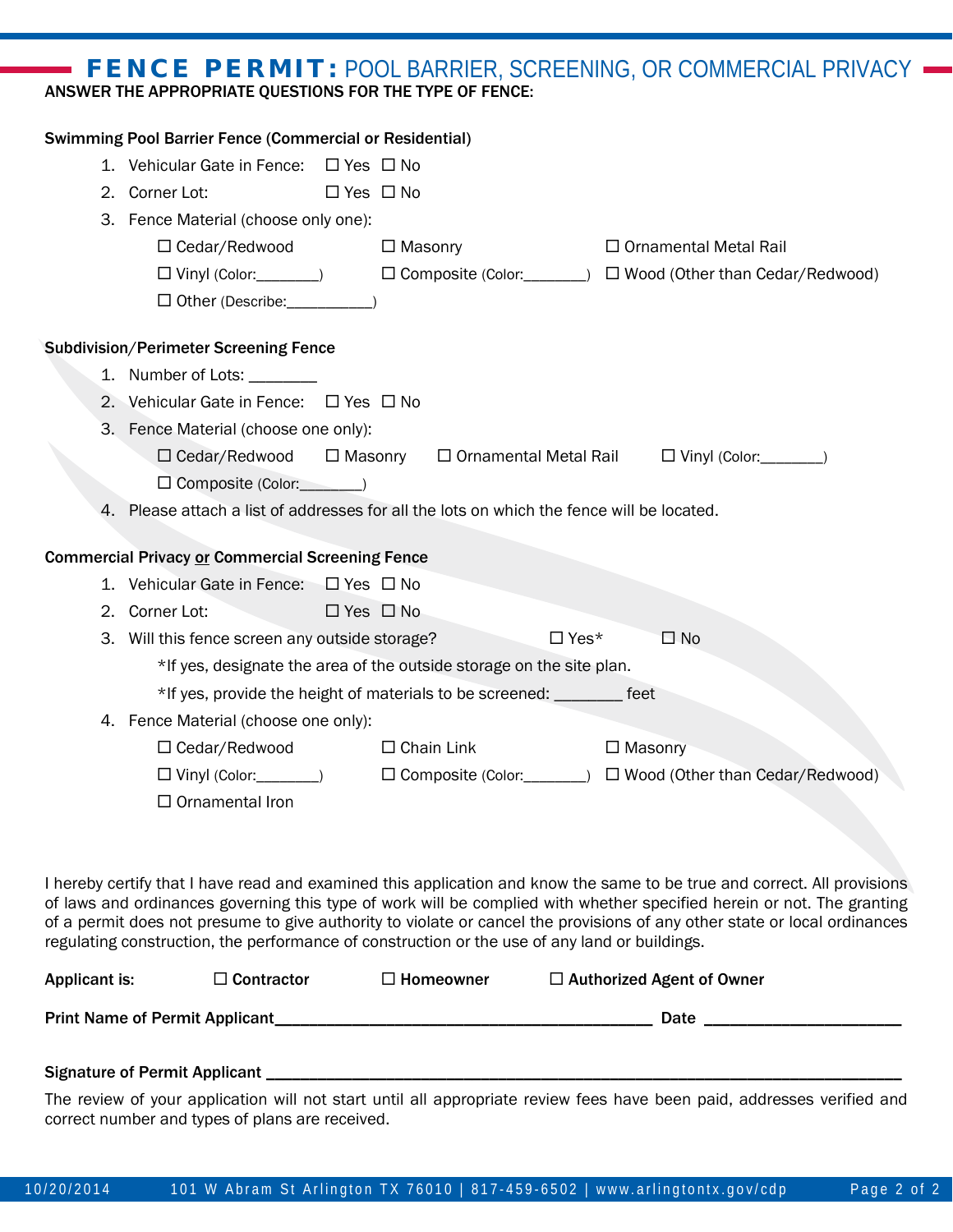# FENCE PERMIT: POOL BARRIER, SCREENING, OR COMMERCIAL PRIVACY

**ANSWER THE APPROPRIATE QUESTIONS FOR THE TYPE OF FENCE:**

**Swimming Pool Barrier Fence (Commercial or Residential)**

1. Vehicular Gate in Fence: ☐ Yes ☐ No
2. Corner Lot: ☐ Yes ☐ No
3. Fence Material (choose only one):

   ☐ Cedar/Redwood ☐ Masonry ☐ Ornamental Metal Rail
   ☐ Vinyl (Color:________) ☐ Composite (Color:________) ☐ Wood (Other than Cedar/Redwood)
   ☐ Other (Describe:___________)

**Subdivision/Perimeter Screening Fence**

1. Number of Lots: ________
2. Vehicular Gate in Fence: ☐ Yes ☐ No
3. Fence Material (choose one only):

   ☐ Cedar/Redwood ☐ Masonry ☐ Ornamental Metal Rail ☐ Vinyl (Color:________)
   ☐ Composite (Color:________)
4. Please attach a list of addresses for all the lots on which the fence will be located.

**Commercial Privacy or Commercial Screening Fence**

1. Vehicular Gate in Fence: ☐ Yes ☐ No
2. Corner Lot: ☐ Yes ☐ No
3. Will this fence screen any outside storage? ☐ Yes* ☐ No

   *If yes, designate the area of the outside storage on the site plan.

   *If yes, provide the height of materials to be screened: ________ feet
4. Fence Material (choose one only):

   ☐ Cedar/Redwood ☐ Chain Link ☐ Masonry
   ☐ Vinyl (Color:________) ☐ Composite (Color:________) ☐ Wood (Other than Cedar/Redwood)
   ☐ Ornamental Iron

I hereby certify that I have read and examined this application and know the same to be true and correct. All provisions of laws and ordinances governing this type of work will be complied with whether specified herein or not. The granting of a permit does not presume to give authority to violate or cancel the provisions of any other state or local ordinances regulating construction, the performance of construction or the use of any land or buildings.

**Applicant is:** ☐ **Contractor** ☐ **Homeowner** ☐ **Authorized Agent of Owner**

**Print Name of Permit Applicant**_____________________________________________ **Date** ______________________

**Signature of Permit Applicant** ____________________________________________________________________________

The review of your application will not start until all appropriate review fees have been paid, addresses verified and correct number and types of plans are received.

10/20/2014 101 W Abram St Arlington TX 76010 | 817-459-6502 | www.arlingtontx.gov/cdp